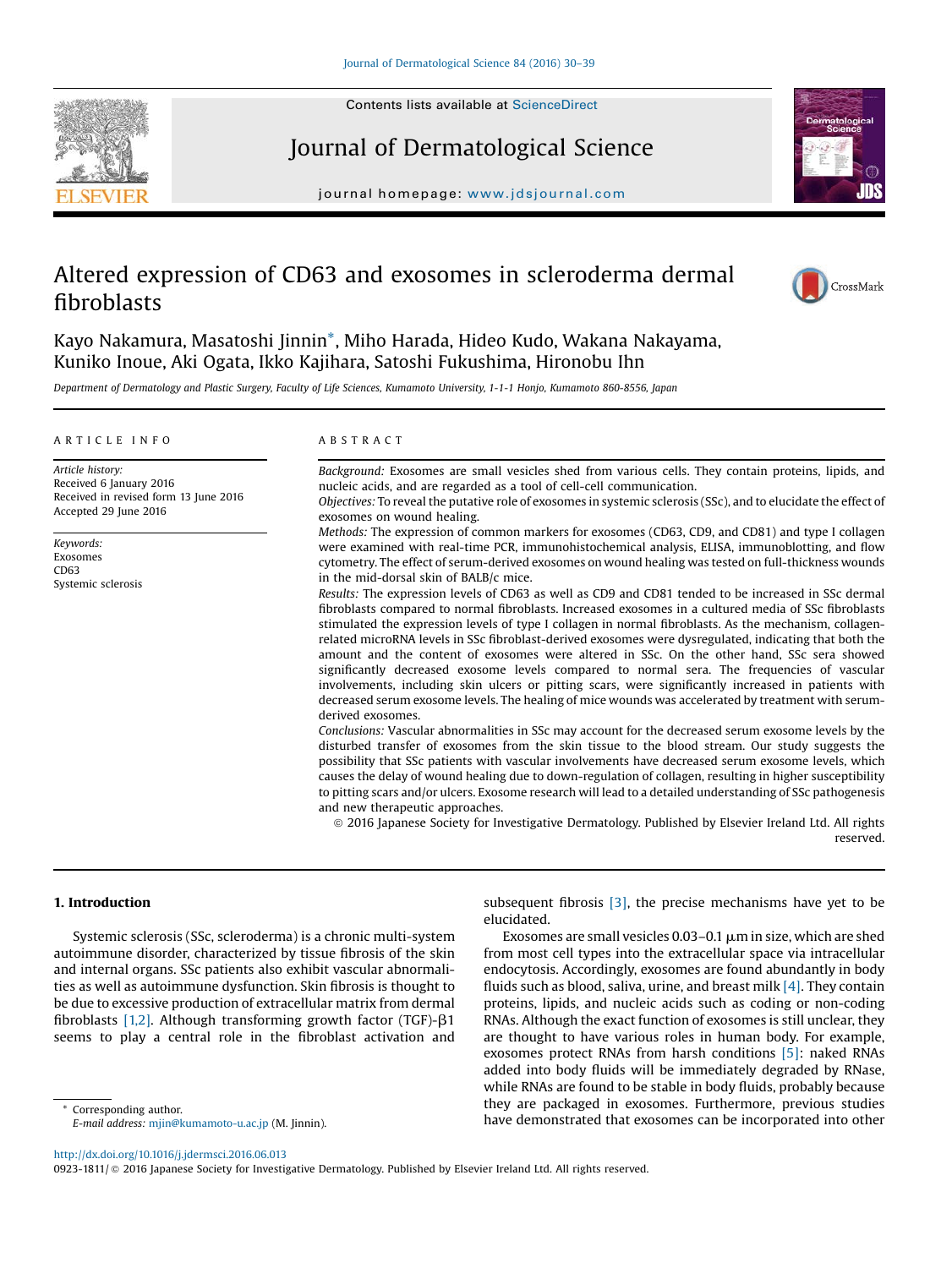# Altered expression of CD63 and exosomes in scleroderma dermal fibroblasts

Kayo Nakamura, Masatoshi Jinnin*, Miho Harada, Hideo Kudo, Wakana Nakayama, Kuniko Inoue, Aki Ogata, Ikko Kajihara, Satoshi Fukushima, Hironobu Ihn

*Department of Dermatology and Plastic Surgery, Faculty of Life Sciences, Kumamoto University, 1-1-1 Honjo, Kumamoto 860-8556, Japan*

## ARTICLE INFO

*Article history:*
Received 6 January 2016
Received in revised form 13 June 2016
Accepted 29 June 2016

*Keywords:*
Exosomes
CD63
Systemic sclerosis

## ABSTRACT

*Background:* Exosomes are small vesicles shed from various cells. They contain proteins, lipids, and nucleic acids, and are regarded as a tool of cell-cell communication.

*Objectives:* To reveal the putative role of exosomes in systemic sclerosis (SSc), and to elucidate the effect of exosomes on wound healing.

*Methods:* The expression of common markers for exosomes (CD63, CD9, and CD81) and type I collagen were examined with real-time PCR, immunohistochemical analysis, ELISA, immunoblotting, and flow cytometry. The effect of serum-derived exosomes on wound healing was tested on full-thickness wounds in the mid-dorsal skin of BALB/c mice.

*Results:* The expression levels of CD63 as well as CD9 and CD81 tended to be increased in SSc dermal fibroblasts compared to normal fibroblasts. Increased exosomes in a cultured media of SSc fibroblasts stimulated the expression levels of type I collagen in normal fibroblasts. As the mechanism, collagen-related microRNA levels in SSc fibroblast-derived exosomes were dysregulated, indicating that both the amount and the content of exosomes were altered in SSc. On the other hand, SSc sera showed significantly decreased exosome levels compared to normal sera. The frequencies of vascular involvements, including skin ulcers or pitting scars, were significantly increased in patients with decreased serum exosome levels. The healing of mice wounds was accelerated by treatment with serum-derived exosomes.

*Conclusions:* Vascular abnormalities in SSc may account for the decreased serum exosome levels by the disturbed transfer of exosomes from the skin tissue to the blood stream. Our study suggests the possibility that SSc patients with vascular involvements have decreased serum exosome levels, which causes the delay of wound healing due to down-regulation of collagen, resulting in higher susceptibility to pitting scars and/or ulcers. Exosome research will lead to a detailed understanding of SSc pathogenesis and new therapeutic approaches.

© 2016 Japanese Society for Investigative Dermatology. Published by Elsevier Ireland Ltd. All rights reserved.

## 1. Introduction

Systemic sclerosis (SSc, scleroderma) is a chronic multi-system autoimmune disorder, characterized by tissue fibrosis of the skin and internal organs. SSc patients also exhibit vascular abnormalities as well as autoimmune dysfunction. Skin fibrosis is thought to be due to excessive production of extracellular matrix from dermal fibroblasts [1,2]. Although transforming growth factor (TGF)-β1 seems to play a central role in the fibroblast activation and subsequent fibrosis [3], the precise mechanisms have yet to be elucidated.

Exosomes are small vesicles 0.03–0.1 μm in size, which are shed from most cell types into the extracellular space via intracellular endocytosis. Accordingly, exosomes are found abundantly in body fluids such as blood, saliva, urine, and breast milk [4]. They contain proteins, lipids, and nucleic acids such as coding or non-coding RNAs. Although the exact function of exosomes is still unclear, they are thought to have various roles in human body. For example, exosomes protect RNAs from harsh conditions [5]: naked RNAs added into body fluids will be immediately degraded by RNase, while RNAs are found to be stable in body fluids, probably because they are packaged in exosomes. Furthermore, previous studies have demonstrated that exosomes can be incorporated into other

* Corresponding author.
*E-mail address:* mjin@kumamoto-u.ac.jp (M. Jinnin).

http://dx.doi.org/10.1016/j.jdermsci.2016.06.013
0923-1811/© 2016 Japanese Society for Investigative Dermatology. Published by Elsevier Ireland Ltd. All rights reserved.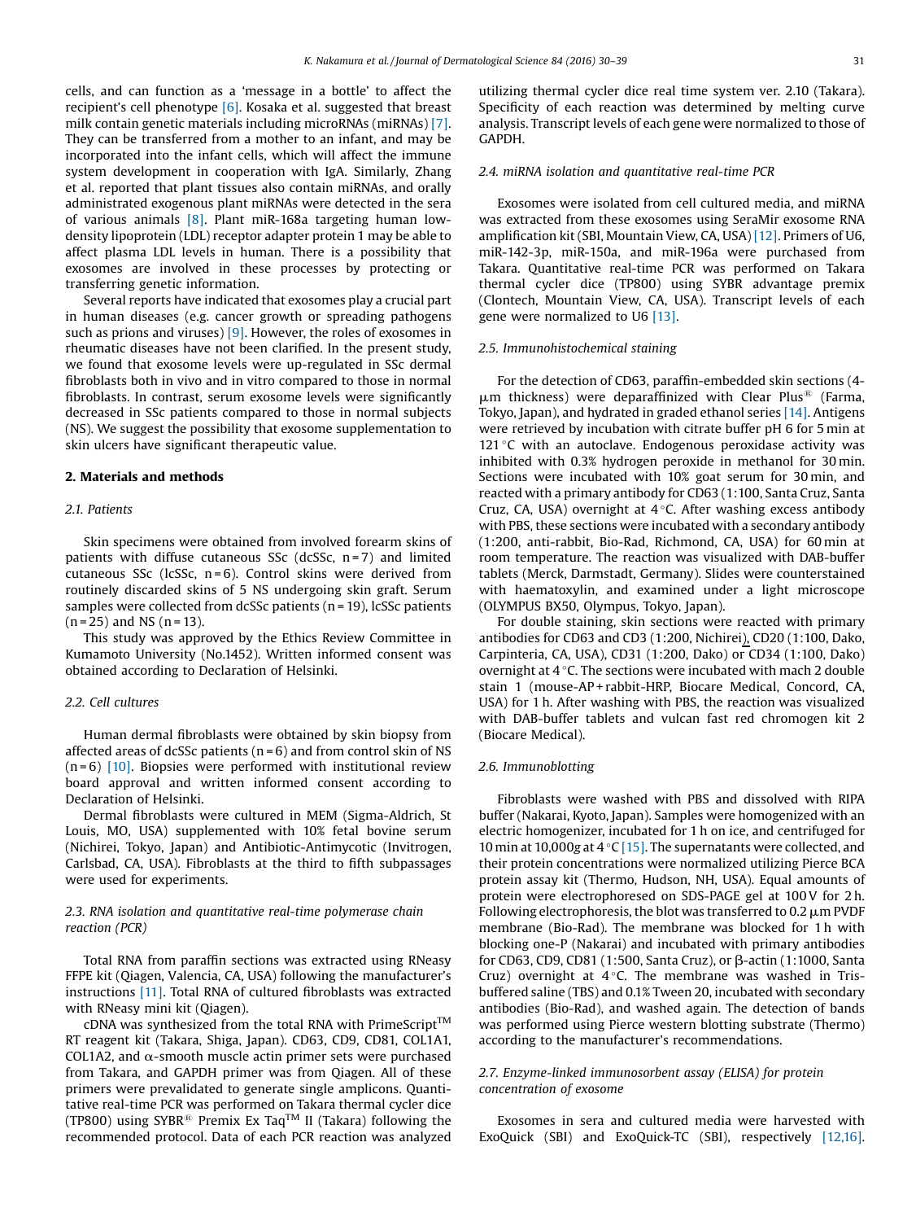cells, and can function as a 'message in a bottle' to affect the recipient's cell phenotype [6]. Kosaka et al. suggested that breast milk contain genetic materials including microRNAs (miRNAs) [7]. They can be transferred from a mother to an infant, and may be incorporated into the infant cells, which will affect the immune system development in cooperation with IgA. Similarly, Zhang et al. reported that plant tissues also contain miRNAs, and orally administrated exogenous plant miRNAs were detected in the sera of various animals [8]. Plant miR-168a targeting human low-density lipoprotein (LDL) receptor adapter protein 1 may be able to affect plasma LDL levels in human. There is a possibility that exosomes are involved in these processes by protecting or transferring genetic information.

Several reports have indicated that exosomes play a crucial part in human diseases (e.g. cancer growth or spreading pathogens such as prions and viruses) [9]. However, the roles of exosomes in rheumatic diseases have not been clarified. In the present study, we found that exosome levels were up-regulated in SSc dermal fibroblasts both in vivo and in vitro compared to those in normal fibroblasts. In contrast, serum exosome levels were significantly decreased in SSc patients compared to those in normal subjects (NS). We suggest the possibility that exosome supplementation to skin ulcers have significant therapeutic value.

## 2. Materials and methods

### 2.1. Patients

Skin specimens were obtained from involved forearm skins of patients with diffuse cutaneous SSc (dcSSc, n = 7) and limited cutaneous SSc (lcSSc, n = 6). Control skins were derived from routinely discarded skins of 5 NS undergoing skin graft. Serum samples were collected from dcSSc patients (n = 19), lcSSc patients (n = 25) and NS (n = 13).

This study was approved by the Ethics Review Committee in Kumamoto University (No.1452). Written informed consent was obtained according to Declaration of Helsinki.

### 2.2. Cell cultures

Human dermal fibroblasts were obtained by skin biopsy from affected areas of dcSSc patients (n = 6) and from control skin of NS (n = 6) [10]. Biopsies were performed with institutional review board approval and written informed consent according to Declaration of Helsinki.

Dermal fibroblasts were cultured in MEM (Sigma-Aldrich, St Louis, MO, USA) supplemented with 10% fetal bovine serum (Nichirei, Tokyo, Japan) and Antibiotic-Antimycotic (Invitrogen, Carlsbad, CA, USA). Fibroblasts at the third to fifth subpassages were used for experiments.

### 2.3. RNA isolation and quantitative real-time polymerase chain reaction (PCR)

Total RNA from paraffin sections was extracted using RNeasy FFPE kit (Qiagen, Valencia, CA, USA) following the manufacturer's instructions [11]. Total RNA of cultured fibroblasts was extracted with RNeasy mini kit (Qiagen).

cDNA was synthesized from the total RNA with PrimeScript™ RT reagent kit (Takara, Shiga, Japan). CD63, CD9, CD81, COL1A1, COL1A2, and α-smooth muscle actin primer sets were purchased from Takara, and GAPDH primer was from Qiagen. All of these primers were prevalidated to generate single amplicons. Quantitative real-time PCR was performed on Takara thermal cycler dice (TP800) using SYBR® Premix Ex Taq™ II (Takara) following the recommended protocol. Data of each PCR reaction was analyzed utilizing thermal cycler dice real time system ver. 2.10 (Takara). Specificity of each reaction was determined by melting curve analysis. Transcript levels of each gene were normalized to those of GAPDH.

### 2.4. miRNA isolation and quantitative real-time PCR

Exosomes were isolated from cell cultured media, and miRNA was extracted from these exosomes using SeraMir exosome RNA amplification kit (SBI, Mountain View, CA, USA) [12]. Primers of U6, miR-142-3p, miR-150a, and miR-196a were purchased from Takara. Quantitative real-time PCR was performed on Takara thermal cycler dice (TP800) using SYBR advantage premix (Clontech, Mountain View, CA, USA). Transcript levels of each gene were normalized to U6 [13].

### 2.5. Immunohistochemical staining

For the detection of CD63, paraffin-embedded skin sections (4-μm thickness) were deparaffinized with Clear Plus® (Farma, Tokyo, Japan), and hydrated in graded ethanol series [14]. Antigens were retrieved by incubation with citrate buffer pH 6 for 5 min at 121 °C with an autoclave. Endogenous peroxidase activity was inhibited with 0.3% hydrogen peroxide in methanol for 30 min. Sections were incubated with 10% goat serum for 30 min, and reacted with a primary antibody for CD63 (1:100, Santa Cruz, Santa Cruz, CA, USA) overnight at 4 °C. After washing excess antibody with PBS, these sections were incubated with a secondary antibody (1:200, anti-rabbit, Bio-Rad, Richmond, CA, USA) for 60 min at room temperature. The reaction was visualized with DAB-buffer tablets (Merck, Darmstadt, Germany). Slides were counterstained with haematoxylin, and examined under a light microscope (OLYMPUS BX50, Olympus, Tokyo, Japan).

For double staining, skin sections were reacted with primary antibodies for CD63 and CD3 (1:200, Nichirei), CD20 (1:100, Dako, Carpinteria, CA, USA), CD31 (1:200, Dako) or CD34 (1:100, Dako) overnight at 4 °C. The sections were incubated with mach 2 double stain 1 (mouse-AP + rabbit-HRP, Biocare Medical, Concord, CA, USA) for 1 h. After washing with PBS, the reaction was visualized with DAB-buffer tablets and vulcan fast red chromogen kit 2 (Biocare Medical).

### 2.6. Immunoblotting

Fibroblasts were washed with PBS and dissolved with RIPA buffer (Nakarai, Kyoto, Japan). Samples were homogenized with an electric homogenizer, incubated for 1 h on ice, and centrifuged for 10 min at 10,000*g* at 4 °C [15]. The supernatants were collected, and their protein concentrations were normalized utilizing Pierce BCA protein assay kit (Thermo, Hudson, NH, USA). Equal amounts of protein were electrophoresed on SDS-PAGE gel at 100 V for 2 h. Following electrophoresis, the blot was transferred to 0.2 μm PVDF membrane (Bio-Rad). The membrane was blocked for 1 h with blocking one-P (Nakarai) and incubated with primary antibodies for CD63, CD9, CD81 (1:500, Santa Cruz), or β-actin (1:1000, Santa Cruz) overnight at 4 °C. The membrane was washed in Tris-buffered saline (TBS) and 0.1% Tween 20, incubated with secondary antibodies (Bio-Rad), and washed again. The detection of bands was performed using Pierce western blotting substrate (Thermo) according to the manufacturer's recommendations.

### 2.7. Enzyme-linked immunosorbent assay (ELISA) for protein concentration of exosome

Exosomes in sera and cultured media were harvested with ExoQuick (SBI) and ExoQuick-TC (SBI), respectively [12,16].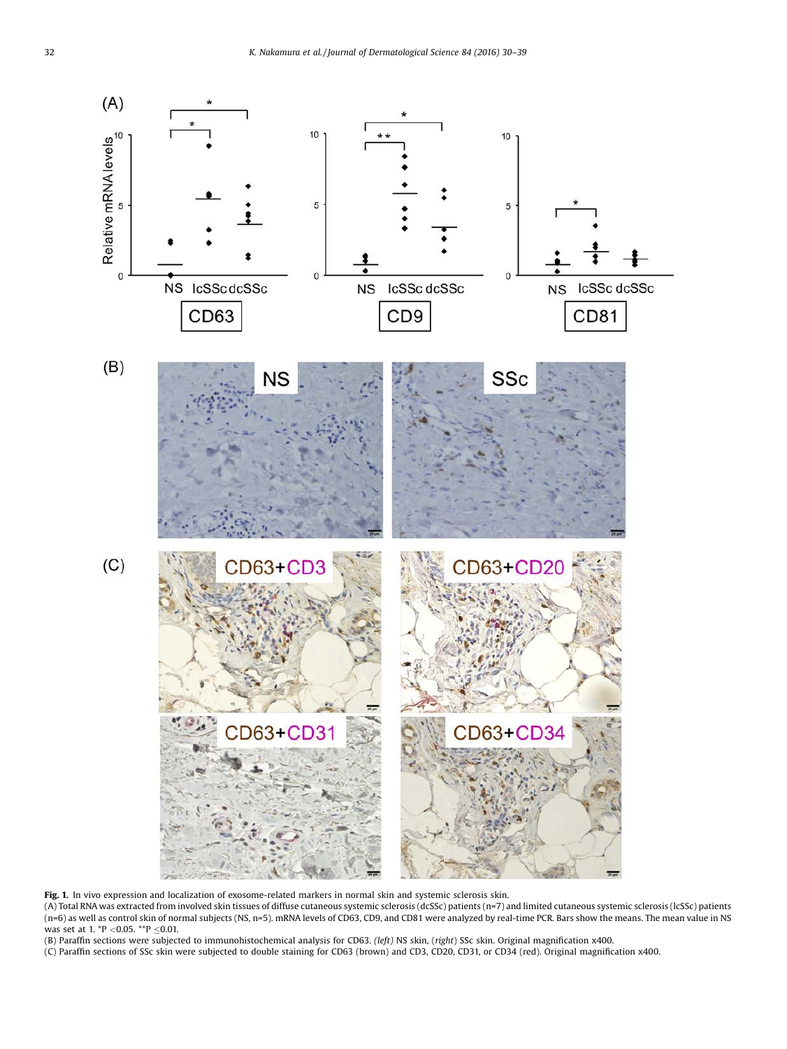**Fig. 1.** In vivo expression and localization of exosome-related markers in normal skin and systemic sclerosis skin.

(A) Total RNA was extracted from involved skin tissues of diffuse cutaneous systemic sclerosis (dcSSc) patients (n=7) and limited cutaneous systemic sclerosis (lcSSc) patients (n=6) as well as control skin of normal subjects (NS, n=5). mRNA levels of CD63, CD9, and CD81 were analyzed by real-time PCR. Bars show the means. The mean value in NS was set at 1. *P <0.05. **P ≤0.01.

(B) Paraffin sections were subjected to immunohistochemical analysis for CD63. *(left)* NS skin, (*right*) SSc skin. Original magnification x400.

(C) Paraffin sections of SSc skin were subjected to double staining for CD63 (brown) and CD3, CD20, CD31, or CD34 (red). Original magnification x400.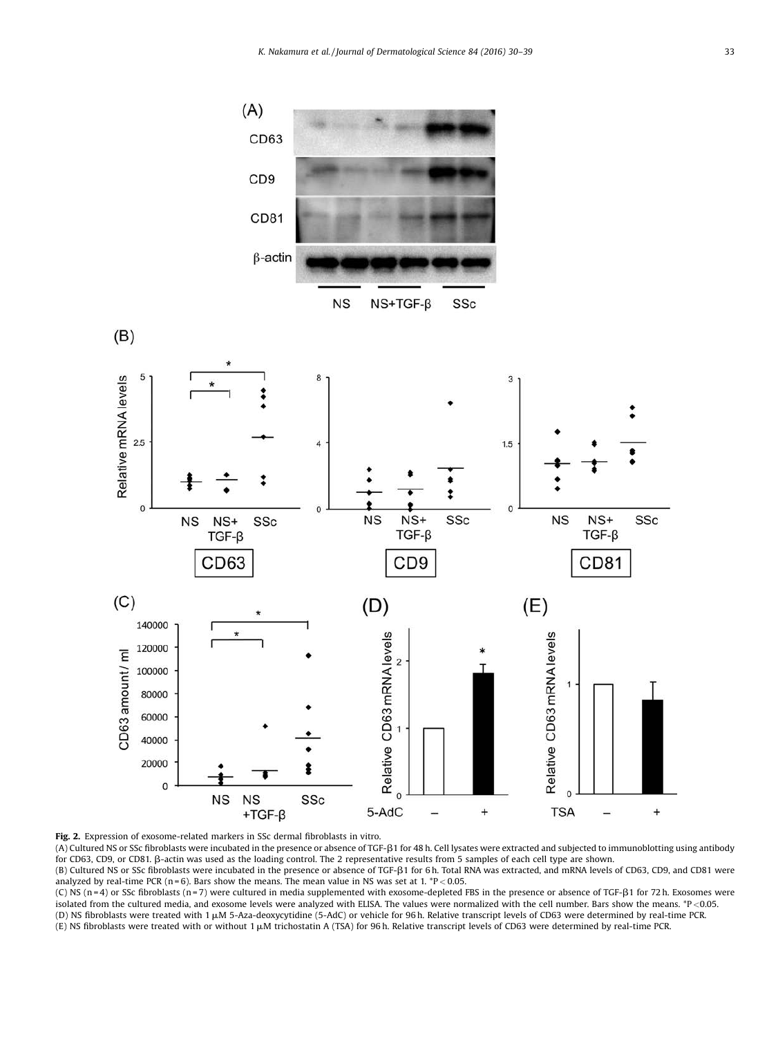**Fig. 2.** Expression of exosome-related markers in SSc dermal fibroblasts in vitro.

(A) Cultured NS or SSc fibroblasts were incubated in the presence or absence of TGF-β1 for 48 h. Cell lysates were extracted and subjected to immunoblotting using antibody for CD63, CD9, or CD81. β-actin was used as the loading control. The 2 representative results from 5 samples of each cell type are shown.

(B) Cultured NS or SSc fibroblasts were incubated in the presence or absence of TGF-β1 for 6 h. Total RNA was extracted, and mRNA levels of CD63, CD9, and CD81 were analyzed by real-time PCR (n = 6). Bars show the means. The mean value in NS was set at 1. *$P < 0.05$.

(C) NS (n = 4) or SSc fibroblasts (n = 7) were cultured in media supplemented with exosome-depleted FBS in the presence or absence of TGF-β1 for 72 h. Exosomes were isolated from the cultured media, and exosome levels were analyzed with ELISA. The values were normalized with the cell number. Bars show the means. *$P < 0.05$.

(D) NS fibroblasts were treated with 1 μM 5-Aza-deoxycytidine (5-AdC) or vehicle for 96 h. Relative transcript levels of CD63 were determined by real-time PCR.

(E) NS fibroblasts were treated with or without 1 μM trichostatin A (TSA) for 96 h. Relative transcript levels of CD63 were determined by real-time PCR.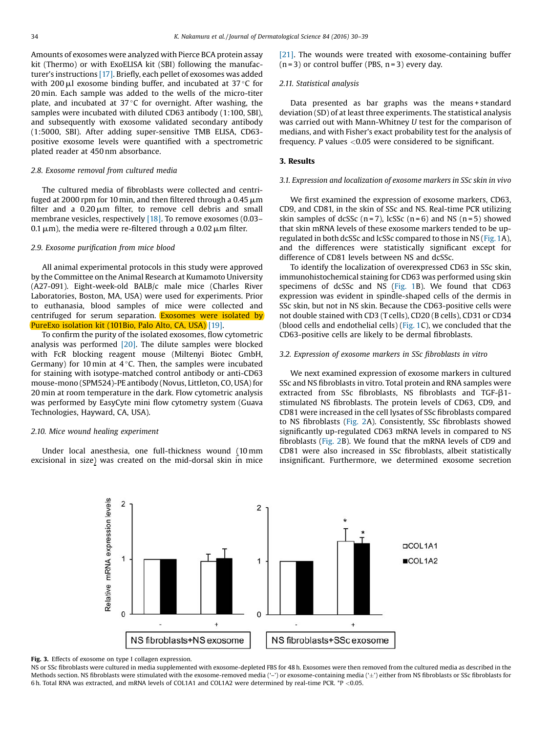Amounts of exosomes were analyzed with Pierce BCA protein assay kit (Thermo) or with ExoELISA kit (SBI) following the manufacturer's instructions [17]. Briefly, each pellet of exosomes was added with 200 μl exosome binding buffer, and incubated at 37 °C for 20 min. Each sample was added to the wells of the micro-titer plate, and incubated at 37 °C for overnight. After washing, the samples were incubated with diluted CD63 antibody (1:100, SBI), and subsequently with exosome validated secondary antibody (1:5000, SBI). After adding super-sensitive TMB ELISA, CD63-positive exosome levels were quantified with a spectrometric plated reader at 450 nm absorbance.

### 2.8. Exosome removal from cultured media

The cultured media of fibroblasts were collected and centrifuged at 2000 rpm for 10 min, and then filtered through a 0.45 μm filter and a 0.20 μm filter, to remove cell debris and small membrane vesicles, respectively [18]. To remove exosomes (0.03–0.1 μm), the media were re-filtered through a 0.02 μm filter.

### 2.9. Exosome purification from mice blood

All animal experimental protocols in this study were approved by the Committee on the Animal Research at Kumamoto University (A27-091). Eight-week-old BALB/c male mice (Charles River Laboratories, Boston, MA, USA) were used for experiments. Prior to euthanasia, blood samples of mice were collected and centrifuged for serum separation. Exosomes were isolated by PureExo isolation kit (101Bio, Palo Alto, CA, USA) [19].

To confirm the purity of the isolated exosomes, flow cytometric analysis was performed [20]. The dilute samples were blocked with FcR blocking reagent mouse (Miltenyi Biotec GmbH, Germany) for 10 min at 4 °C. Then, the samples were incubated for staining with isotype-matched control antibody or anti-CD63 mouse-mono (SPM524)-PE antibody (Novus, Littleton, CO, USA) for 20 min at room temperature in the dark. Flow cytometric analysis was performed by EasyCyte mini flow cytometry system (Guava Technologies, Hayward, CA, USA).

### 2.10. Mice wound healing experiment

Under local anesthesia, one full-thickness wound (10 mm excisional in size) was created on the mid-dorsal skin in mice [21]. The wounds were treated with exosome-containing buffer (n = 3) or control buffer (PBS, n = 3) every day.

### 2.11. Statistical analysis

Data presented as bar graphs was the means + standard deviation (SD) of at least three experiments. The statistical analysis was carried out with Mann-Whitney *U* test for the comparison of medians, and with Fisher's exact probability test for the analysis of frequency. *P* values <0.05 were considered to be significant.

## 3. Results

### 3.1. Expression and localization of exosome markers in SSc skin in vivo

We first examined the expression of exosome markers, CD63, CD9, and CD81, in the skin of SSc and NS. Real-time PCR utilizing skin samples of dcSSc (n = 7), lcSSc (n = 6) and NS (n = 5) showed that skin mRNA levels of these exosome markers tended to be up-regulated in both dcSSc and lcSSc compared to those in NS (Fig. 1A), and the differences were statistically significant except for difference of CD81 levels between NS and dcSSc.

To identify the localization of overexpressed CD63 in SSc skin, immunohistochemical staining for CD63 was performed using skin specimens of dcSSc and NS (Fig. 1B). We found that CD63 expression was evident in spindle-shaped cells of the dermis in SSc skin, but not in NS skin. Because the CD63-positive cells were not double stained with CD3 (T cells), CD20 (B cells), CD31 or CD34 (blood cells and endothelial cells) (Fig. 1C), we concluded that the CD63-positive cells are likely to be dermal fibroblasts.

### 3.2. Expression of exosome markers in SSc fibroblasts in vitro

We next examined expression of exosome markers in cultured SSc and NS fibroblasts in vitro. Total protein and RNA samples were extracted from SSc fibroblasts, NS fibroblasts and TGF-β1-stimulated NS fibroblasts. The protein levels of CD63, CD9, and CD81 were increased in the cell lysates of SSc fibroblasts compared to NS fibroblasts (Fig. 2A). Consistently, SSc fibroblasts showed significantly up-regulated CD63 mRNA levels in compared to NS fibroblasts (Fig. 2B). We found that the mRNA levels of CD9 and CD81 were also increased in SSc fibroblasts, albeit statistically insignificant. Furthermore, we determined exosome secretion

**Fig. 3.** Effects of exosome on type I collagen expression.
NS or SSc fibroblasts were cultured in media supplemented with exosome-depleted FBS for 48 h. Exosomes were then removed from the cultured media as described in the Methods section. NS fibroblasts were stimulated with the exosome-removed media ('–') or exosome-containing media ('±') either from NS fibroblasts or SSc fibroblasts for 6 h. Total RNA was extracted, and mRNA levels of COL1A1 and COL1A2 were determined by real-time PCR. *P <0.05.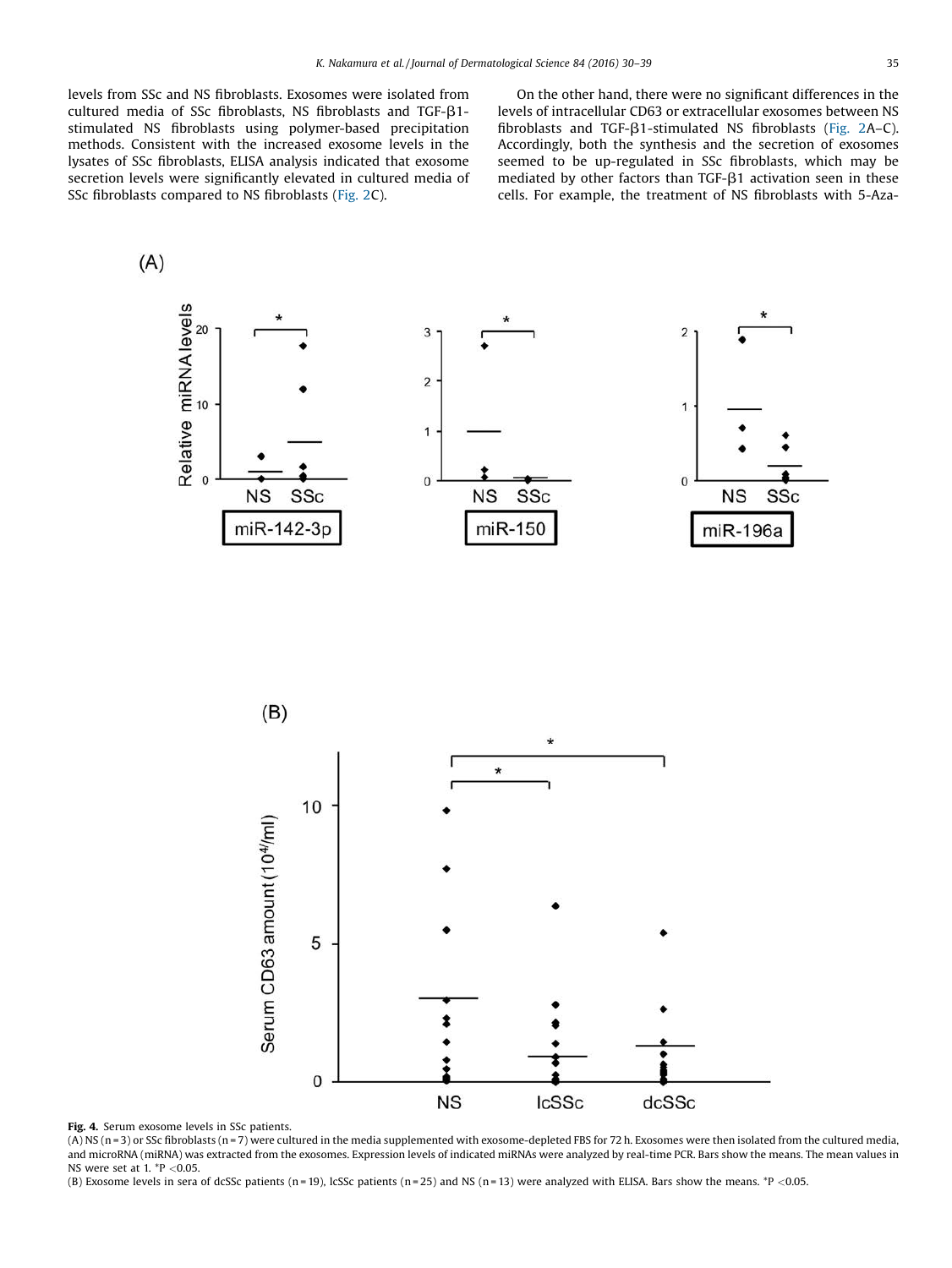levels from SSc and NS fibroblasts. Exosomes were isolated from cultured media of SSc fibroblasts, NS fibroblasts and TGF-β1-stimulated NS fibroblasts using polymer-based precipitation methods. Consistent with the increased exosome levels in the lysates of SSc fibroblasts, ELISA analysis indicated that exosome secretion levels were significantly elevated in cultured media of SSc fibroblasts compared to NS fibroblasts (Fig. 2C).

On the other hand, there were no significant differences in the levels of intracellular CD63 or extracellular exosomes between NS fibroblasts and TGF-β1-stimulated NS fibroblasts (Fig. 2A–C). Accordingly, both the synthesis and the secretion of exosomes seemed to be up-regulated in SSc fibroblasts, which may be mediated by other factors than TGF-β1 activation seen in these cells. For example, the treatment of NS fibroblasts with 5-Aza-

**Fig. 4.** Serum exosome levels in SSc patients.

(A) NS (n = 3) or SSc fibroblasts (n = 7) were cultured in the media supplemented with exosome-depleted FBS for 72 h. Exosomes were then isolated from the cultured media, and microRNA (miRNA) was extracted from the exosomes. Expression levels of indicated miRNAs were analyzed by real-time PCR. Bars show the means. The mean values in NS were set at 1. *P <0.05.

(B) Exosome levels in sera of dcSSc patients (n = 19), lcSSc patients (n = 25) and NS (n = 13) were analyzed with ELISA. Bars show the means. *P <0.05.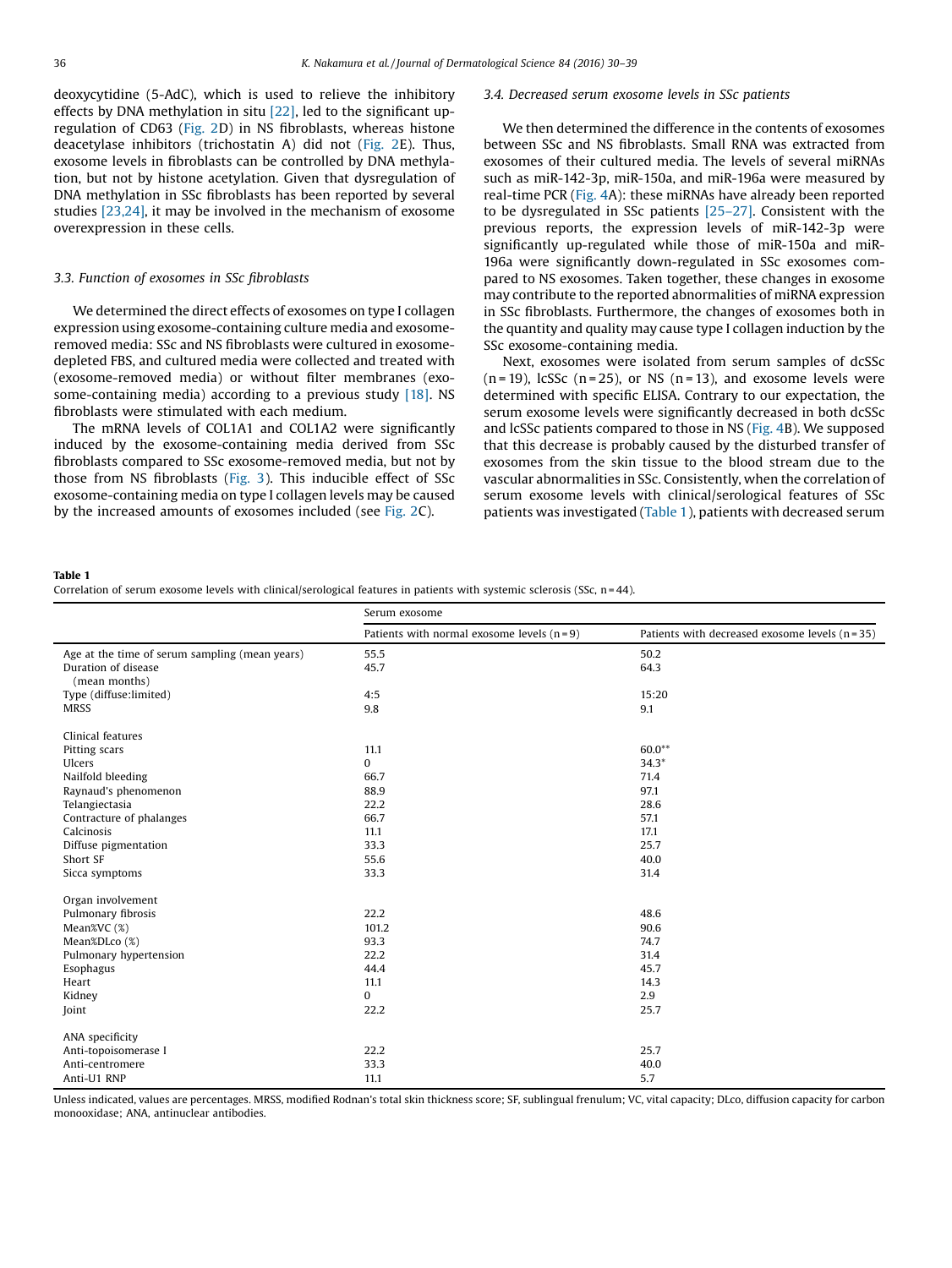deoxycytidine (5-AdC), which is used to relieve the inhibitory effects by DNA methylation in situ [22], led to the significant up-regulation of CD63 (Fig. 2D) in NS fibroblasts, whereas histone deacetylase inhibitors (trichostatin A) did not (Fig. 2E). Thus, exosome levels in fibroblasts can be controlled by DNA methylation, but not by histone acetylation. Given that dysregulation of DNA methylation in SSc fibroblasts has been reported by several studies [23,24], it may be involved in the mechanism of exosome overexpression in these cells.

### 3.3. Function of exosomes in SSc fibroblasts

We determined the direct effects of exosomes on type I collagen expression using exosome-containing culture media and exosome-removed media: SSc and NS fibroblasts were cultured in exosome-depleted FBS, and cultured media were collected and treated with (exosome-removed media) or without filter membranes (exosome-containing media) according to a previous study [18]. NS fibroblasts were stimulated with each medium.

The mRNA levels of COL1A1 and COL1A2 were significantly induced by the exosome-containing media derived from SSc fibroblasts compared to SSc exosome-removed media, but not by those from NS fibroblasts (Fig. 3). This inducible effect of SSc exosome-containing media on type I collagen levels may be caused by the increased amounts of exosomes included (see Fig. 2C).

### 3.4. Decreased serum exosome levels in SSc patients

We then determined the difference in the contents of exosomes between SSc and NS fibroblasts. Small RNA was extracted from exosomes of their cultured media. The levels of several miRNAs such as miR-142-3p, miR-150a, and miR-196a were measured by real-time PCR (Fig. 4A): these miRNAs have already been reported to be dysregulated in SSc patients [25–27]. Consistent with the previous reports, the expression levels of miR-142-3p were significantly up-regulated while those of miR-150a and miR-196a were significantly down-regulated in SSc exosomes compared to NS exosomes. Taken together, these changes in exosome may contribute to the reported abnormalities of miRNA expression in SSc fibroblasts. Furthermore, the changes of exosomes both in the quantity and quality may cause type I collagen induction by the SSc exosome-containing media.

Next, exosomes were isolated from serum samples of dcSSc (n = 19), lcSSc (n = 25), or NS (n = 13), and exosome levels were determined with specific ELISA. Contrary to our expectation, the serum exosome levels were significantly decreased in both dcSSc and lcSSc patients compared to those in NS (Fig. 4B). We supposed that this decrease is probably caused by the disturbed transfer of exosomes from the skin tissue to the blood stream due to the vascular abnormalities in SSc. Consistently, when the correlation of serum exosome levels with clinical/serological features of SSc patients was investigated (Table 1), patients with decreased serum

**Table 1**
Correlation of serum exosome levels with clinical/serological features in patients with systemic sclerosis (SSc, n = 44).

| | Serum exosome | |
|---|---|---|
| | Patients with normal exosome levels (n = 9) | Patients with decreased exosome levels (n = 35) |
| Age at the time of serum sampling (mean years) | 55.5 | 50.2 |
| Duration of disease (mean months) | 45.7 | 64.3 |
| Type (diffuse:limited) | 4:5 | 15:20 |
| MRSS | 9.8 | 9.1 |
| **Clinical features** | | |
| Pitting scars | 11.1 | 60.0** |
| Ulcers | 0 | 34.3* |
| Nailfold bleeding | 66.7 | 71.4 |
| Raynaud's phenomenon | 88.9 | 97.1 |
| Telangiectasia | 22.2 | 28.6 |
| Contracture of phalanges | 66.7 | 57.1 |
| Calcinosis | 11.1 | 17.1 |
| Diffuse pigmentation | 33.3 | 25.7 |
| Short SF | 55.6 | 40.0 |
| Sicca symptoms | 33.3 | 31.4 |
| **Organ involvement** | | |
| Pulmonary fibrosis | 22.2 | 48.6 |
| Mean%VC (%) | 101.2 | 90.6 |
| Mean%DLco (%) | 93.3 | 74.7 |
| Pulmonary hypertension | 22.2 | 31.4 |
| Esophagus | 44.4 | 45.7 |
| Heart | 11.1 | 14.3 |
| Kidney | 0 | 2.9 |
| Joint | 22.2 | 25.7 |
| **ANA specificity** | | |
| Anti-topoisomerase I | 22.2 | 25.7 |
| Anti-centromere | 33.3 | 40.0 |
| Anti-U1 RNP | 11.1 | 5.7 |

Unless indicated, values are percentages. MRSS, modified Rodnan's total skin thickness score; SF, sublingual frenulum; VC, vital capacity; DLco, diffusion capacity for carbon monooxidase; ANA, antinuclear antibodies.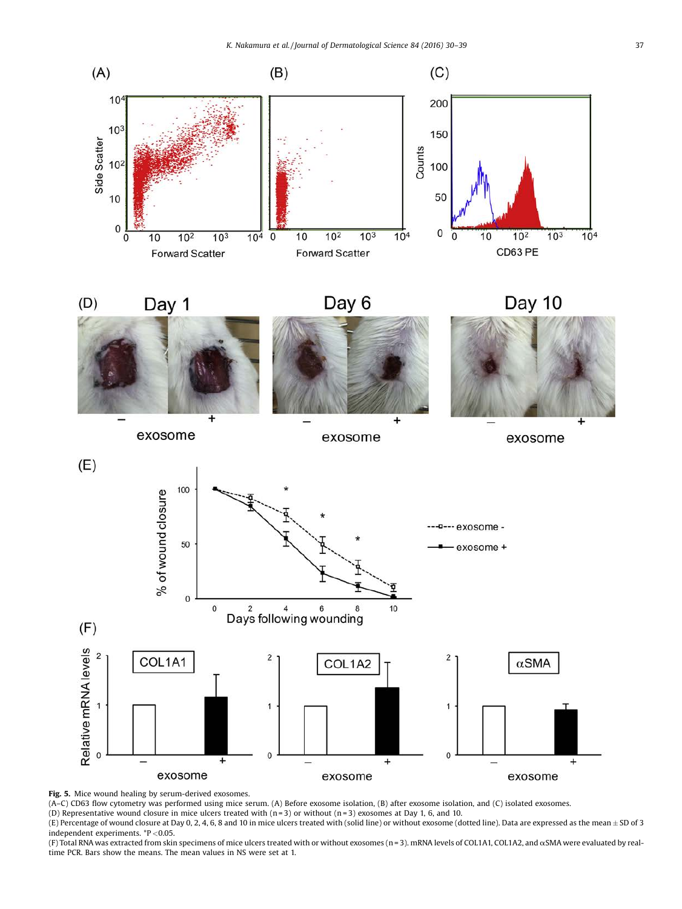**Fig. 5.** Mice wound healing by serum-derived exosomes.

(A–C) CD63 flow cytometry was performed using mice serum. (A) Before exosome isolation, (B) after exosome isolation, and (C) isolated exosomes.

(D) Representative wound closure in mice ulcers treated with (n = 3) or without (n = 3) exosomes at Day 1, 6, and 10.

(E) Percentage of wound closure at Day 0, 2, 4, 6, 8 and 10 in mice ulcers treated with (solid line) or without exosome (dotted line). Data are expressed as the mean ± SD of 3 independent experiments. *P < 0.05.

(F) Total RNA was extracted from skin specimens of mice ulcers treated with or without exosomes (n = 3). mRNA levels of COL1A1, COL1A2, and αSMA were evaluated by real-time PCR. Bars show the means. The mean values in NS were set at 1.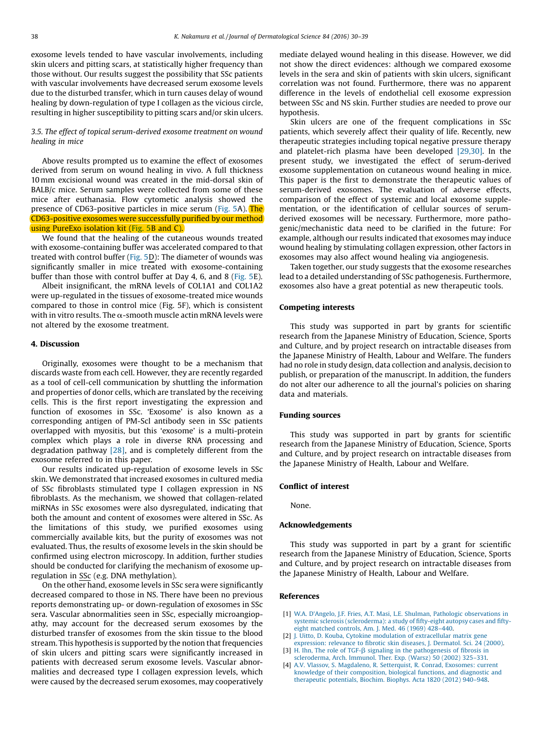exosome levels tended to have vascular involvements, including skin ulcers and pitting scars, at statistically higher frequency than those without. Our results suggest the possibility that SSc patients with vascular involvements have decreased serum exosome levels due to the disturbed transfer, which in turn causes delay of wound healing by down-regulation of type I collagen as the vicious circle, resulting in higher susceptibility to pitting scars and/or skin ulcers.

### 3.5. The effect of topical serum-derived exosome treatment on wound healing in mice

Above results prompted us to examine the effect of exosomes derived from serum on wound healing in vivo. A full thickness 10 mm excisional wound was created in the mid-dorsal skin of BALB/c mice. Serum samples were collected from some of these mice after euthanasia. Flow cytometic analysis showed the presence of CD63-positive particles in mice serum (Fig. 5A). The CD63-positive exosomes were successfully purified by our method using PureExo isolation kit (Fig. 5B and C).

We found that the healing of the cutaneous wounds treated with exosome-containing buffer was accelerated compared to that treated with control buffer (Fig. 5D): The diameter of wounds was significantly smaller in mice treated with exosome-containing buffer than those with control buffer at Day 4, 6, and 8 (Fig. 5E).

Albeit insignificant, the mRNA levels of COL1A1 and COL1A2 were up-regulated in the tissues of exosome-treated mice wounds compared to those in control mice (Fig. 5F), which is consistent with in vitro results. The $\alpha$-smooth muscle actin mRNA levels were not altered by the exosome treatment.

## 4. Discussion

Originally, exosomes were thought to be a mechanism that discards waste from each cell. However, they are recently regarded as a tool of cell-cell communication by shuttling the information and properties of donor cells, which are translated by the receiving cells. This is the first report investigating the expression and function of exosomes in SSc. 'Exosome' is also known as a corresponding antigen of PM-Scl antibody seen in SSc patients overlapped with myositis, but this 'exosome' is a multi-protein complex which plays a role in diverse RNA processing and degradation pathway [28], and is completely different from the exosome referred to in this paper.

Our results indicated up-regulation of exosome levels in SSc skin. We demonstrated that increased exosomes in cultured media of SSc fibroblasts stimulated type I collagen expression in NS fibroblasts. As the mechanism, we showed that collagen-related miRNAs in SSc exosomes were also dysregulated, indicating that both the amount and content of exosomes were altered in SSc. As the limitations of this study, we purified exosomes using commercially available kits, but the purity of exosomes was not evaluated. Thus, the results of exosome levels in the skin should be confirmed using electron microscopy. In addition, further studies should be conducted for clarifying the mechanism of exosome up-regulation in SSc (e.g. DNA methylation).

On the other hand, exosome levels in SSc sera were significantly decreased compared to those in NS. There have been no previous reports demonstrating up- or down-regulation of exosomes in SSc sera. Vascular abnormalities seen in SSc, especially microangiopathy, may account for the decreased serum exosomes by the disturbed transfer of exosomes from the skin tissue to the blood stream. This hypothesis is supported by the notion that frequencies of skin ulcers and pitting scars were significantly increased in patients with decreased serum exosome levels. Vascular abnormalities and decreased type I collagen expression levels, which were caused by the decreased serum exosomes, may cooperatively mediate delayed wound healing in this disease. However, we did not show the direct evidences: although we compared exosome levels in the sera and skin of patients with skin ulcers, significant correlation was not found. Furthermore, there was no apparent difference in the levels of endothelial cell exosome expression between SSc and NS skin. Further studies are needed to prove our hypothesis.

Skin ulcers are one of the frequent complications in SSc patients, which severely affect their quality of life. Recently, new therapeutic strategies including topical negative pressure therapy and platelet-rich plasma have been developed [29,30]. In the present study, we investigated the effect of serum-derived exosome supplementation on cutaneous wound healing in mice. This paper is the first to demonstrate the therapeutic values of serum-derived exosomes. The evaluation of adverse effects, comparison of the effect of systemic and local exosome supplementation, or the identification of cellular sources of serum-derived exosomes will be necessary. Furthermore, more pathogenic/mechanistic data need to be clarified in the future: For example, although our results indicated that exosomes may induce wound healing by stimulating collagen expression, other factors in exosomes may also affect wound healing via angiogenesis.

Taken together, our study suggests that the exosome researches lead to a detailed understanding of SSc pathogenesis. Furthermore, exosomes also have a great potential as new therapeutic tools.

## Competing interests

This study was supported in part by grants for scientific research from the Japanese Ministry of Education, Science, Sports and Culture, and by project research on intractable diseases from the Japanese Ministry of Health, Labour and Welfare. The funders had no role in study design, data collection and analysis, decision to publish, or preparation of the manuscript. In addition, the funders do not alter our adherence to all the journal's policies on sharing data and materials.

## Funding sources

This study was supported in part by grants for scientific research from the Japanese Ministry of Education, Science, Sports and Culture, and by project research on intractable diseases from the Japanese Ministry of Health, Labour and Welfare.

## Conflict of interest

None.

## Acknowledgements

This study was supported in part by a grant for scientific research from the Japanese Ministry of Education, Science, Sports and Culture, and by project research on intractable diseases from the Japanese Ministry of Health, Labour and Welfare.

## References

[1] W.A. D'Angelo, J.F. Fries, A.T. Masi, L.E. Shulman, Pathologic observations in systemic sclerosis (scleroderma): a study of fifty-eight autopsy cases and fifty-eight matched controls, Am. J. Med. 46 (1969) 428–440.

[2] J. Uitto, D. Kouba, Cytokine modulation of extracellular matrix gene expression: relevance to fibrotic skin diseases, J. Dermatol. Sci. 24 (2000).

[3] H. Ihn, The role of TGF-β signaling in the pathogenesis of fibrosis in scleroderma, Arch. Immunol. Ther. Exp. (Warsz) 50 (2002) 325–331.

[4] A.V. Vlassov, S. Magdaleno, R. Setterquist, R. Conrad, Exosomes: current knowledge of their composition, biological functions, and diagnostic and therapeutic potentials, Biochim. Biophys. Acta 1820 (2012) 940–948.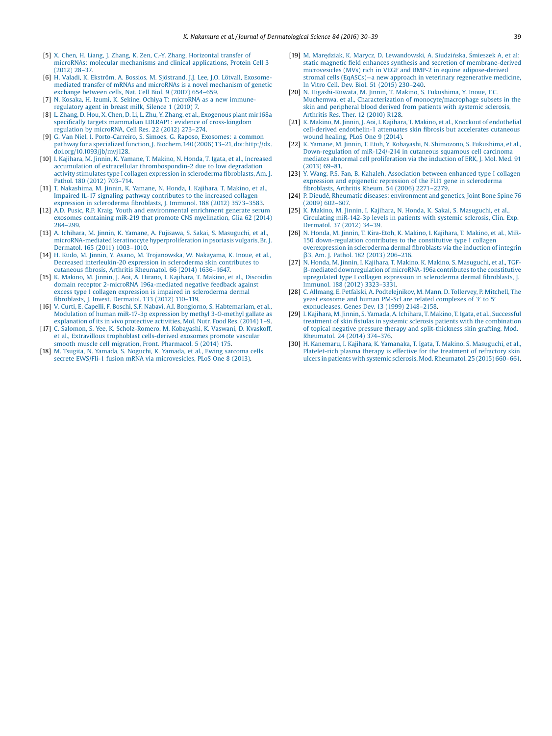[5] X. Chen, H. Liang, J. Zhang, K. Zen, C.-Y. Zhang, Horizontal transfer of microRNAs: molecular mechanisms and clinical applications, Protein Cell 3 (2012) 28–37.

[6] H. Valadi, K. Ekström, A. Bossios, M. Sjöstrand, J.J. Lee, J.O. Lötvall, Exosome-mediated transfer of mRNAs and microRNAs is a novel mechanism of genetic exchange between cells, Nat. Cell Biol. 9 (2007) 654–659.

[7] N. Kosaka, H. Izumi, K. Sekine, Ochiya T: microRNA as a new immune-regulatory agent in breast milk, Silence 1 (2010) 7.

[8] L. Zhang, D. Hou, X. Chen, D. Li, L. Zhu, Y. Zhang, et al., Exogenous plant mir168a specifically targets mammalian LDLRAP1: evidence of cross-kingdom regulation by microRNA, Cell Res. 22 (2012) 273–274.

[9] G. Van Niel, I. Porto-Carreiro, S. Simoes, G. Raposo, Exosomes: a common pathway for a specialized function, J. Biochem. 140 (2006) 13–21, doi:http://dx.doi.org/10.1093/jb/mvj128.

[10] I. Kajihara, M. Jinnin, K. Yamane, T. Makino, N. Honda, T. Igata, et al., Increased accumulation of extracellular thrombospondin-2 due to low degradation activity stimulates type I collagen expression in scleroderma fibroblasts, Am. J. Pathol. 180 (2012) 703–714.

[11] T. Nakashima, M. Jinnin, K. Yamane, N. Honda, I. Kajihara, T. Makino, et al., Impaired IL-17 signaling pathway contributes to the increased collagen expression in scleroderma fibroblasts, J. Immunol. 188 (2012) 3573–3583.

[12] A.D. Pusic, R.P. Kraig, Youth and environmental enrichment generate serum exosomes containing miR-219 that promote CNS myelination, Glia 62 (2014) 284–299.

[13] A. Ichihara, M. Jinnin, K. Yamane, A. Fujisawa, S. Sakai, S. Masuguchi, et al., microRNA-mediated keratinocyte hyperproliferation in psoriasis vulgaris, Br. J. Dermatol. 165 (2011) 1003–1010.

[14] H. Kudo, M. Jinnin, Y. Asano, M. Trojanowska, W. Nakayama, K. Inoue, et al., Decreased interleukin-20 expression in scleroderma skin contributes to cutaneous fibrosis, Arthritis Rheumatol. 66 (2014) 1636–1647.

[15] K. Makino, M. Jinnin, J. Aoi, A. Hirano, I. Kajihara, T. Makino, et al., Discoidin domain receptor 2-microRNA 196a-mediated negative feedback against excess type I collagen expression is impaired in scleroderma dermal fibroblasts, J. Invest. Dermatol. 133 (2012) 110–119.

[16] V. Curti, E. Capelli, F. Boschi, S.F. Nabavi, A.I. Bongiorno, S. Habtemariam, et al., Modulation of human miR-17-3p expression by methyl 3-O-methyl gallate as explanation of its in vivo protective activities, Mol. Nutr. Food Res. (2014) 1–9.

[17] C. Salomon, S. Yee, K. Scholz-Romero, M. Kobayashi, K. Vaswani, D. Kvaskoff, et al., Extravillous trophoblast cells-derived exosomes promote vascular smooth muscle cell migration, Front. Pharmacol. 5 (2014) 175.

[18] M. Tsugita, N. Yamada, S. Noguchi, K. Yamada, et al., Ewing sarcoma cells secrete EWS/Fli-1 fusion mRNA via microvesicles, PLoS One 8 (2013).

[19] M. Marędziak, K. Marycz, D. Lewandowski, A. Siudzińska, Śmieszek A, et al: static magnetic field enhances synthesis and secretion of membrane-derived microvesicles (MVs) rich in VEGF and BMP-2 in equine adipose-derived stromal cells (EqASCs)—a new approach in veterinary regenerative medicine, In Vitro Cell. Dev. Biol. 51 (2015) 230–240.

[20] N. Higashi-Kuwata, M. Jinnin, T. Makino, S. Fukushima, Y. Inoue, F.C. Muchemwa, et al., Characterization of monocyte/macrophage subsets in the skin and peripheral blood derived from patients with systemic sclerosis, Arthritis Res. Ther. 12 (2010) R128.

[21] K. Makino, M. Jinnin, J. Aoi, I. Kajihara, T. Makino, et al., Knockout of endothelial cell-derived endothelin-1 attenuates skin fibrosis but accelerates cutaneous wound healing, PLoS One 9 (2014).

[22] K. Yamane, M. Jinnin, T. Etoh, Y. Kobayashi, N. Shimozono, S. Fukushima, et al., Down-regulation of miR-124/-214 in cutaneous squamous cell carcinoma mediates abnormal cell proliferation via the induction of ERK, J. Mol. Med. 91 (2013) 69–81.

[23] Y. Wang, P.S. Fan, B. Kahaleh, Association between enhanced type I collagen expression and epigenetic repression of the FLI1 gene in scleroderma fibroblasts, Arthritis Rheum. 54 (2006) 2271–2279.

[24] P. Dieudé, Rheumatic diseases: environment and genetics, Joint Bone Spine 76 (2009) 602–607.

[25] K. Makino, M. Jinnin, I. Kajihara, N. Honda, K. Sakai, S. Masuguchi, et al., Circulating miR-142-3p levels in patients with systemic sclerosis, Clin. Exp. Dermatol. 37 (2012) 34–39.

[26] N. Honda, M. Jinnin, T. Kira-Etoh, K. Makino, I. Kajihara, T. Makino, et al., MiR-150 down-regulation contributes to the constitutive type I collagen overexpression in scleroderma dermal fibroblasts via the induction of integrin β3, Am. J. Pathol. 182 (2013) 206–216.

[27] N. Honda, M. Jinnin, I. Kajihara, T. Makino, K. Makino, S. Masuguchi, et al., TGF-β-mediated downregulation of microRNA-196a contributes to the constitutive upregulated type I collagen expression in scleroderma dermal fibroblasts, J. Immunol. 188 (2012) 3323–3331.

[28] C. Allmang, E. Petfalski, A. Podtelejnikov, M. Mann, D. Tollervey, P. Mitchell, The yeast exosome and human PM-Scl are related complexes of 3′ to 5′ exonucleases, Genes Dev. 13 (1999) 2148–2158.

[29] I. Kajihara, M. Jinnin, S. Yamada, A. Ichihara, T. Makino, T. Igata, et al., Successful treatment of skin fistulas in systemic sclerosis patients with the combination of topical negative pressure therapy and split-thickness skin grafting, Mod. Rheumatol. 24 (2014) 374–376.

[30] H. Kanemaru, I. Kajihara, K. Yamanaka, T. Igata, T. Makino, S. Masuguchi, et al., Platelet-rich plasma therapy is effective for the treatment of refractory skin ulcers in patients with systemic sclerosis, Mod. Rheumatol. 25 (2015) 660–661.